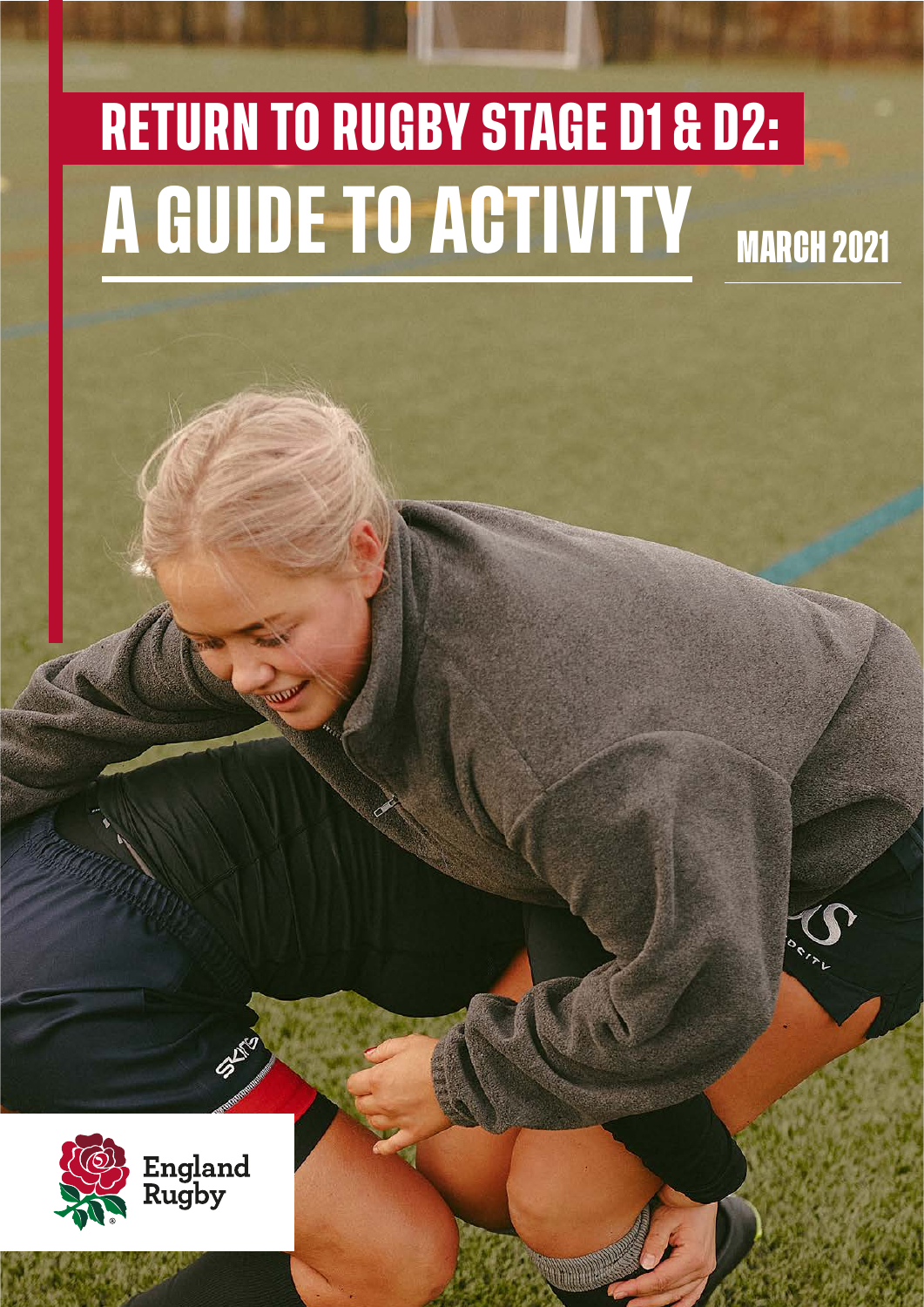# RETURN TO RUGBY STAGE D1 & D2:

# A GUIDE TO ACTIVITY

MARCH 2021

England Rugby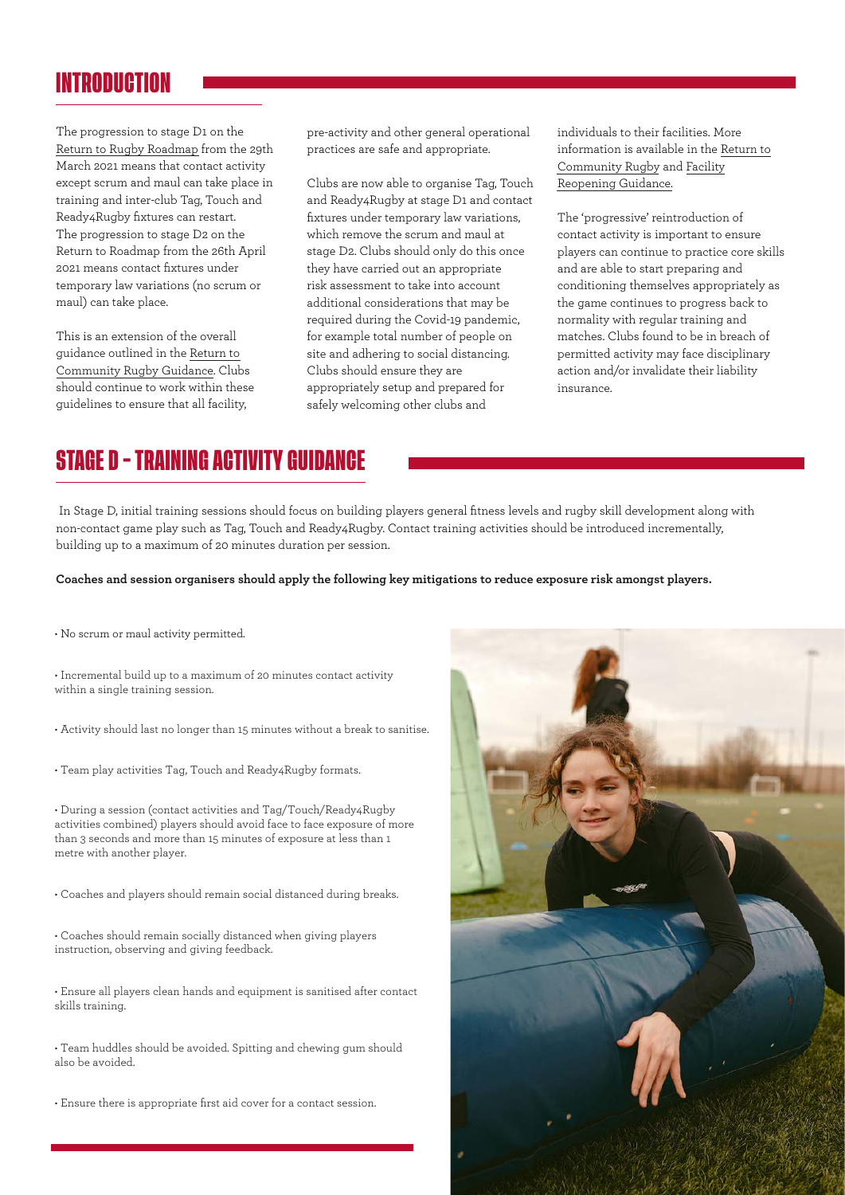## INTRODUCTION

The progression to stage D1 on the Return to Rugby Roadmap from the 29th March 2021 means that contact activity except scrum and maul can take place in training and inter-club Tag, Touch and Ready4Rugby fixtures can restart. The progression to stage D2 on the Return to Roadmap from the 26th April 2021 means contact fixtures under temporary law variations (no scrum or maul) can take place.

This is an extension of the overall guidance outlined in the Return to Community Rugby Guidance. Clubs should continue to work within these guidelines to ensure that all facility, pre-activity and other general operational practices are safe and appropriate.

Clubs are now able to organise Tag, Touch and Ready4Rugby at stage D1 and contact fixtures under temporary law variations, which remove the scrum and maul at stage D2. Clubs should only do this once they have carried out an appropriate risk assessment to take into account additional considerations that may be required during the Covid-19 pandemic, for example total number of people on site and adhering to social distancing. Clubs should ensure they are appropriately setup and prepared for safely welcoming other clubs and individuals to their facilities. More information is available in the Return to Community Rugby and Facility Reopening Guidance.

The 'progressive' reintroduction of contact activity is important to ensure players can continue to practice core skills and are able to start preparing and conditioning themselves appropriately as the game continues to progress back to normality with regular training and matches. Clubs found to be in breach of permitted activity may face disciplinary action and/or invalidate their liability insurance.

## STAGE D - TRAINING ACTIVITY GUIDANCE

In Stage D, initial training sessions should focus on building players general fitness levels and rugby skill development along with non-contact game play such as Tag, Touch and Ready4Rugby. Contact training activities should be introduced incrementally, building up to a maximum of 20 minutes duration per session.

**Coaches and session organisers should apply the following key mitigations to reduce exposure risk amongst players.**

- No scrum or maul activity permitted.
- Incremental build up to a maximum of 20 minutes contact activity within a single training session.
- Activity should last no longer than 15 minutes without a break to sanitise.
- Team play activities Tag, Touch and Ready4Rugby formats.
- During a session (contact activities and Tag/Touch/Ready4Rugby activities combined) players should avoid face to face exposure of more than 3 seconds and more than 15 minutes of exposure at less than 1 metre with another player.
- Coaches and players should remain social distanced during breaks.
- Coaches should remain socially distanced when giving players instruction, observing and giving feedback.
- Ensure all players clean hands and equipment is sanitised after contact skills training.
- Team huddles should be avoided. Spitting and chewing gum should also be avoided.
- Ensure there is appropriate first aid cover for a contact session.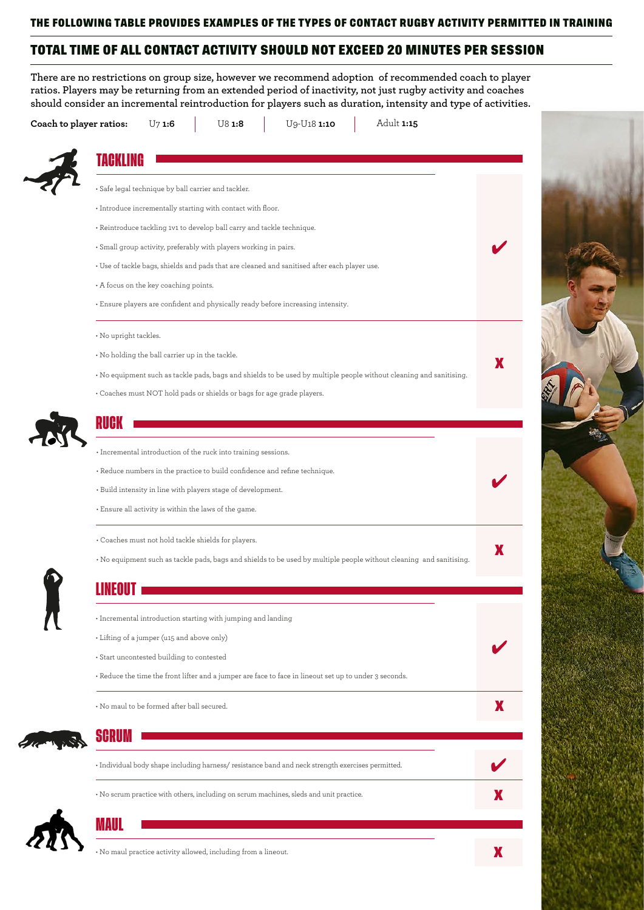## THE FOLLOWING TABLE PROVIDES EXAMPLES OF THE TYPES OF CONTACT RUGBY ACTIVITY PERMITTED IN TRAINING

## TOTAL TIME OF ALL CONTACT ACTIVITY SHOULD NOT EXCEED 20 MINUTES PER SESSION

**There are no restrictions on group size, however we recommend adoption of recommended coach to player ratios. Players may be returning from an extended period of inactivity, not just rugby activity and coaches should consider an incremental reintroduction for players such as duration, intensity and type of activities.**

**Coach to player ratios:** U7 **1:6** | U8 **1:8** | U9-U18 **1:10** | Adult **1:15**

### TACKLING

- Safe legal technique by ball carrier and tackler.
- Introduce incrementally starting with contact with floor.
- Reintroduce tackling 1v1 to develop ball carry and tackle technique.
- Small group activity, preferably with players working in pairs.
- Use of tackle bags, shields and pads that are cleaned and sanitised after each player use.
- A focus on the key coaching points.
- Ensure players are confident and physically ready before increasing intensity.

✔

- No upright tackles.
- No holding the ball carrier up in the tackle.
- No equipment such as tackle pads, bags and shields to be used by multiple people without cleaning and sanitising.
- Coaches must NOT hold pads or shields or bags for age grade players.

X

### RUCK

- Incremental introduction of the ruck into training sessions.
- Reduce numbers in the practice to build confidence and refine technique.
- Build intensity in line with players stage of development.
- Ensure all activity is within the laws of the game.

✔

- Coaches must not hold tackle shields for players.
- No equipment such as tackle pads, bags and shields to be used by multiple people without cleaning and sanitising.

X

### LINEOUT

- Incremental introduction starting with jumping and landing
- Lifting of a jumper (u15 and above only)
- Start uncontested building to contested
- Reduce the time the front lifter and a jumper are face to face in lineout set up to under 3 seconds.

✔

- No maul to be formed after ball secured.

X

### SCRUM

- Individual body shape including harness/ resistance band and neck strength exercises permitted.

✔

- No scrum practice with others, including on scrum machines, sleds and unit practice.

X

### MAUL

- No maul practice activity allowed, including from a lineout.

X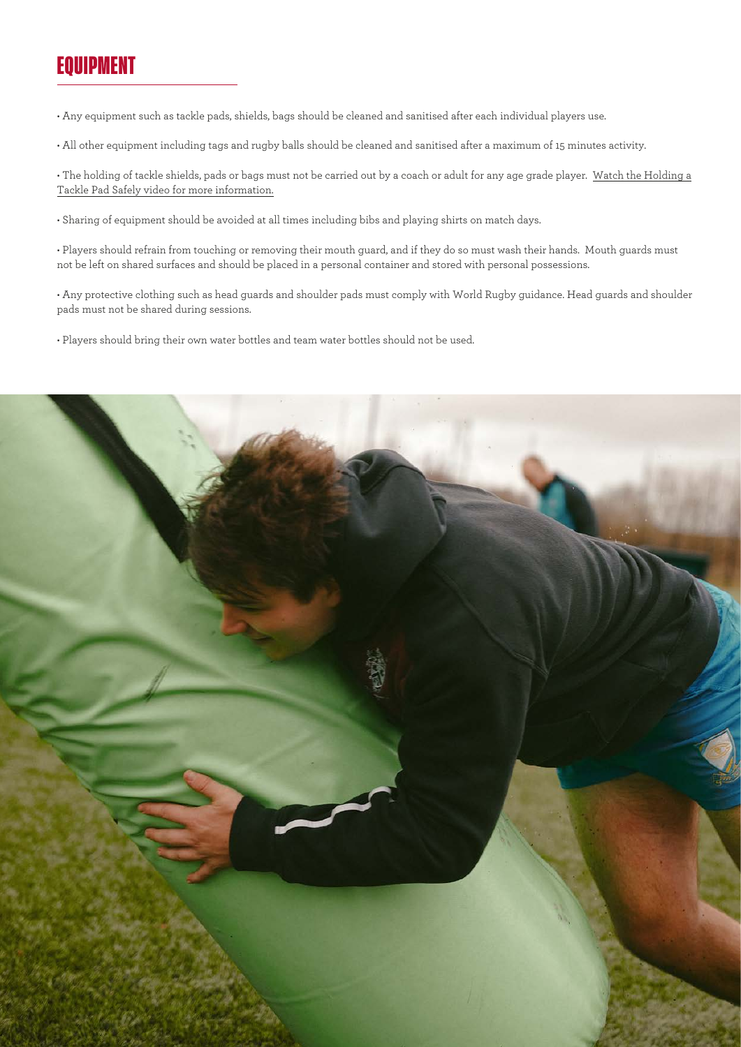# EQUIPMENT

- Any equipment such as tackle pads, shields, bags should be cleaned and sanitised after each individual players use.

- All other equipment including tags and rugby balls should be cleaned and sanitised after a maximum of 15 minutes activity.

- The holding of tackle shields, pads or bags must not be carried out by a coach or adult for any age grade player. Watch the Holding a Tackle Pad Safely video for more information.

- Sharing of equipment should be avoided at all times including bibs and playing shirts on match days.

- Players should refrain from touching or removing their mouth guard, and if they do so must wash their hands. Mouth guards must not be left on shared surfaces and should be placed in a personal container and stored with personal possessions.

- Any protective clothing such as head guards and shoulder pads must comply with World Rugby guidance. Head guards and shoulder pads must not be shared during sessions.

- Players should bring their own water bottles and team water bottles should not be used.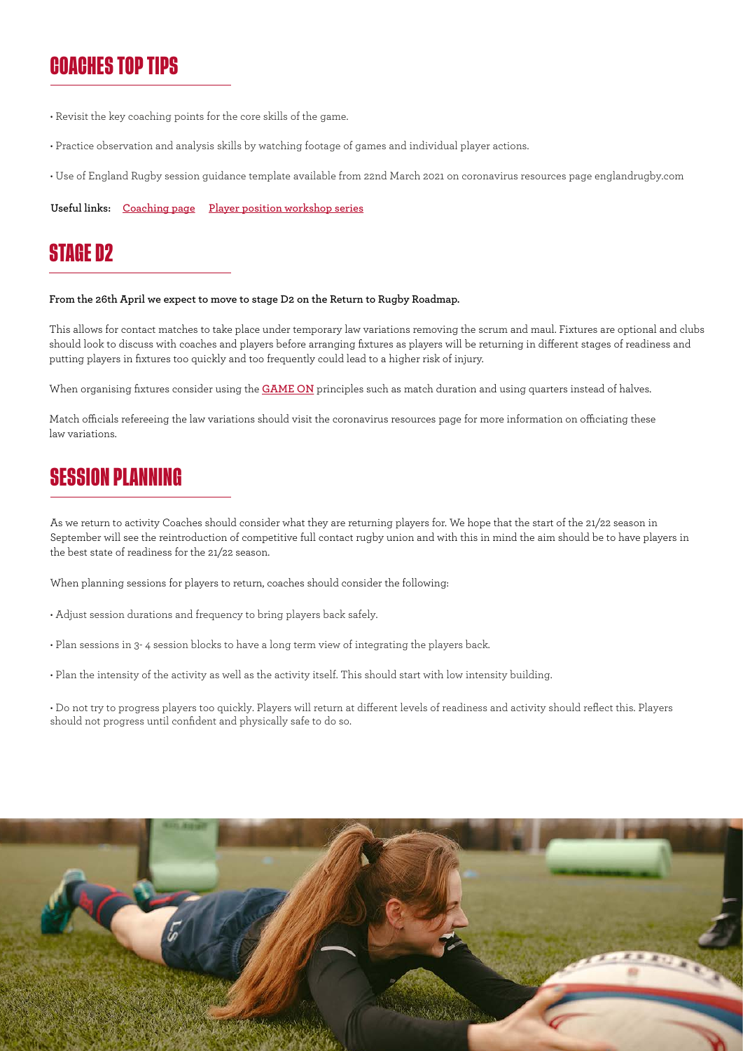## COACHES TOP TIPS

- Revisit the key coaching points for the core skills of the game.
- Practice observation and analysis skills by watching footage of games and individual player actions.
- Use of England Rugby session guidance template available from 22nd March 2021 on coronavirus resources page englandrugby.com

**Useful links:** [Coaching page] [Player position workshop series]

## STAGE D2

**From the 26th April we expect to move to stage D2 on the Return to Rugby Roadmap.**

This allows for contact matches to take place under temporary law variations removing the scrum and maul. Fixtures are optional and clubs should look to discuss with coaches and players before arranging fixtures as players will be returning in different stages of readiness and putting players in fixtures too quickly and too frequently could lead to a higher risk of injury.

When organising fixtures consider using the **GAME ON** principles such as match duration and using quarters instead of halves.

Match officials refereeing the law variations should visit the coronavirus resources page for more information on officiating these law variations.

## SESSION PLANNING

As we return to activity Coaches should consider what they are returning players for. We hope that the start of the 21/22 season in September will see the reintroduction of competitive full contact rugby union and with this in mind the aim should be to have players in the best state of readiness for the 21/22 season.

When planning sessions for players to return, coaches should consider the following:

- Adjust session durations and frequency to bring players back safely.
- Plan sessions in 3- 4 session blocks to have a long term view of integrating the players back.
- Plan the intensity of the activity as well as the activity itself. This should start with low intensity building.
- Do not try to progress players too quickly. Players will return at different levels of readiness and activity should reflect this. Players should not progress until confident and physically safe to do so.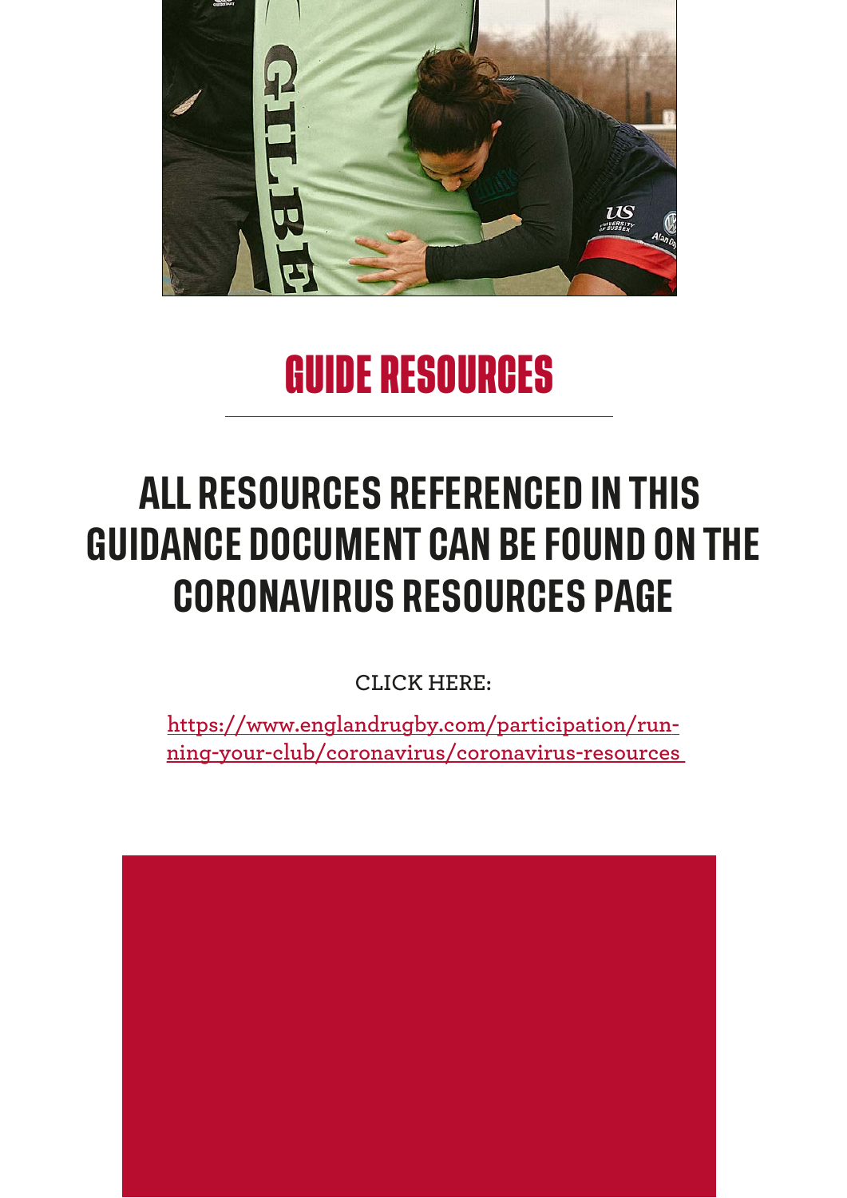# GUIDE RESOURCES

## ALL RESOURCES REFERENCED IN THIS GUIDANCE DOCUMENT CAN BE FOUND ON THE CORONAVIRUS RESOURCES PAGE

CLICK HERE:

https://www.englandrugby.com/participation/running-your-club/coronavirus/coronavirus-resources